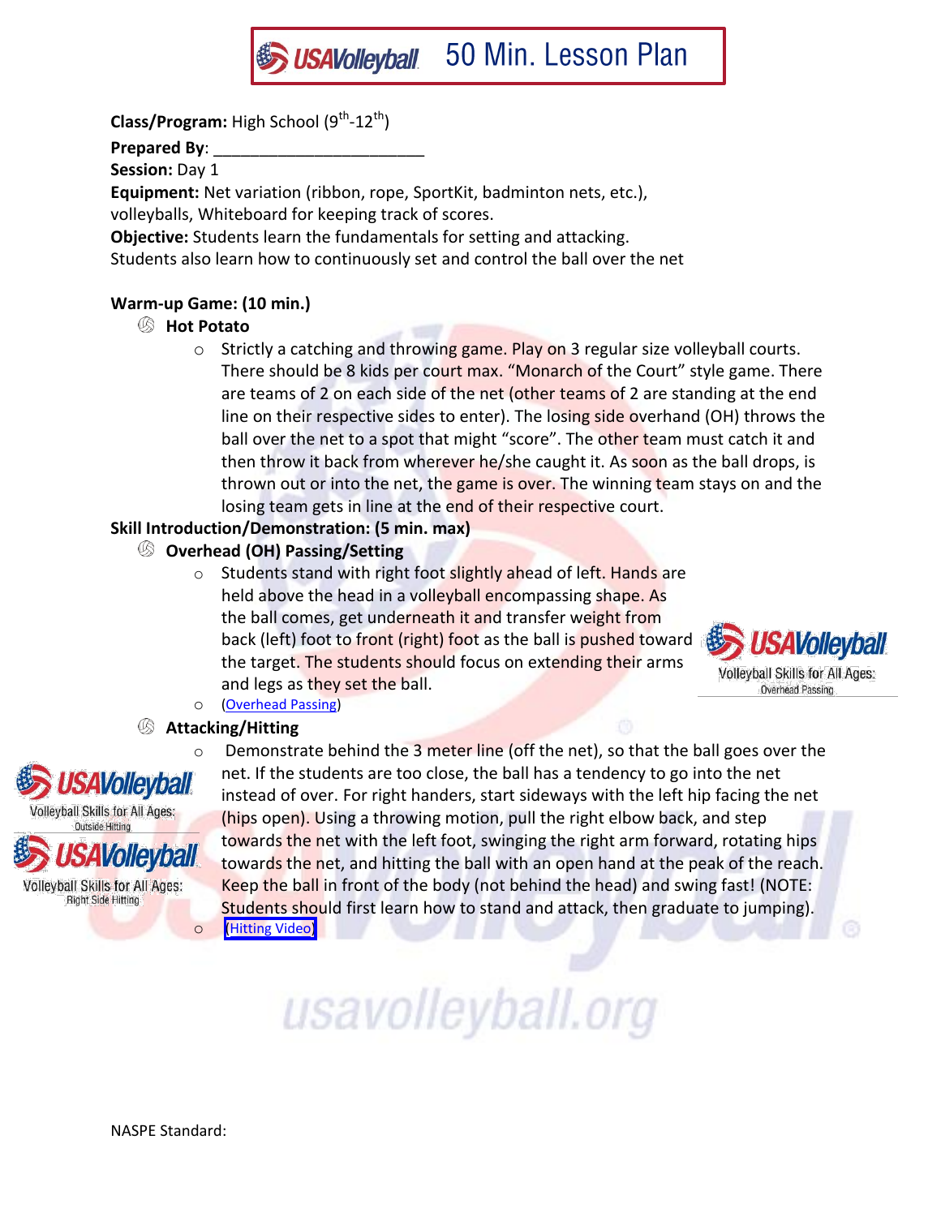# USAVolleyball 50 Min. Lesson Plan

**Class/Program:** High School (9th-12th)

**Prepared By**: ______________________

**Session:** Day 1

**Equipment:** Net variation (ribbon, rope, SportKit, badminton nets, etc.), volleyballs, Whiteboard for keeping track of scores.

**Objective:** Students learn the fundamentals for setting and attacking. Students also learn how to continuously set and control the ball over the net

**Warm-up Game: (10 min.)**

- **Hot Potato**
  - Strictly a catching and throwing game. Play on 3 regular size volleyball courts. There should be 8 kids per court max. "Monarch of the Court" style game. There are teams of 2 on each side of the net (other teams of 2 are standing at the end line on their respective sides to enter). The losing side overhand (OH) throws the ball over the net to a spot that might "score". The other team must catch it and then throw it back from wherever he/she caught it. As soon as the ball drops, is thrown out or into the net, the game is over. The winning team stays on and the losing team gets in line at the end of their respective court.

**Skill Introduction/Demonstration: (5 min. max)**

- **Overhead (OH) Passing/Setting**
  - Students stand with right foot slightly ahead of left. Hands are held above the head in a volleyball encompassing shape. As the ball comes, get underneath it and transfer weight from back (left) foot to front (right) foot as the ball is pushed toward the target. The students should focus on extending their arms and legs as they set the ball.
  - (Overhead Passing)

USAVolleyball Volleyball Skills for All Ages: Overhead Passing

- **Attacking/Hitting**
  - Demonstrate behind the 3 meter line (off the net), so that the ball goes over the net. If the students are too close, the ball has a tendency to go into the net instead of over. For right handers, start sideways with the left hip facing the net (hips open). Using a throwing motion, pull the right elbow back, and step towards the net with the left foot, swinging the right arm forward, rotating hips towards the net, and hitting the ball with an open hand at the peak of the reach. Keep the ball in front of the body (not behind the head) and swing fast! (NOTE: Students should first learn how to stand and attack, then graduate to jumping).
  - (Hitting Video)

USAVolleyball Volleyball Skills for All Ages: Outside Hitting

USAVolleyball Volleyball Skills for All Ages: Right Side Hitting

usavolleyball.org

NASPE Standard: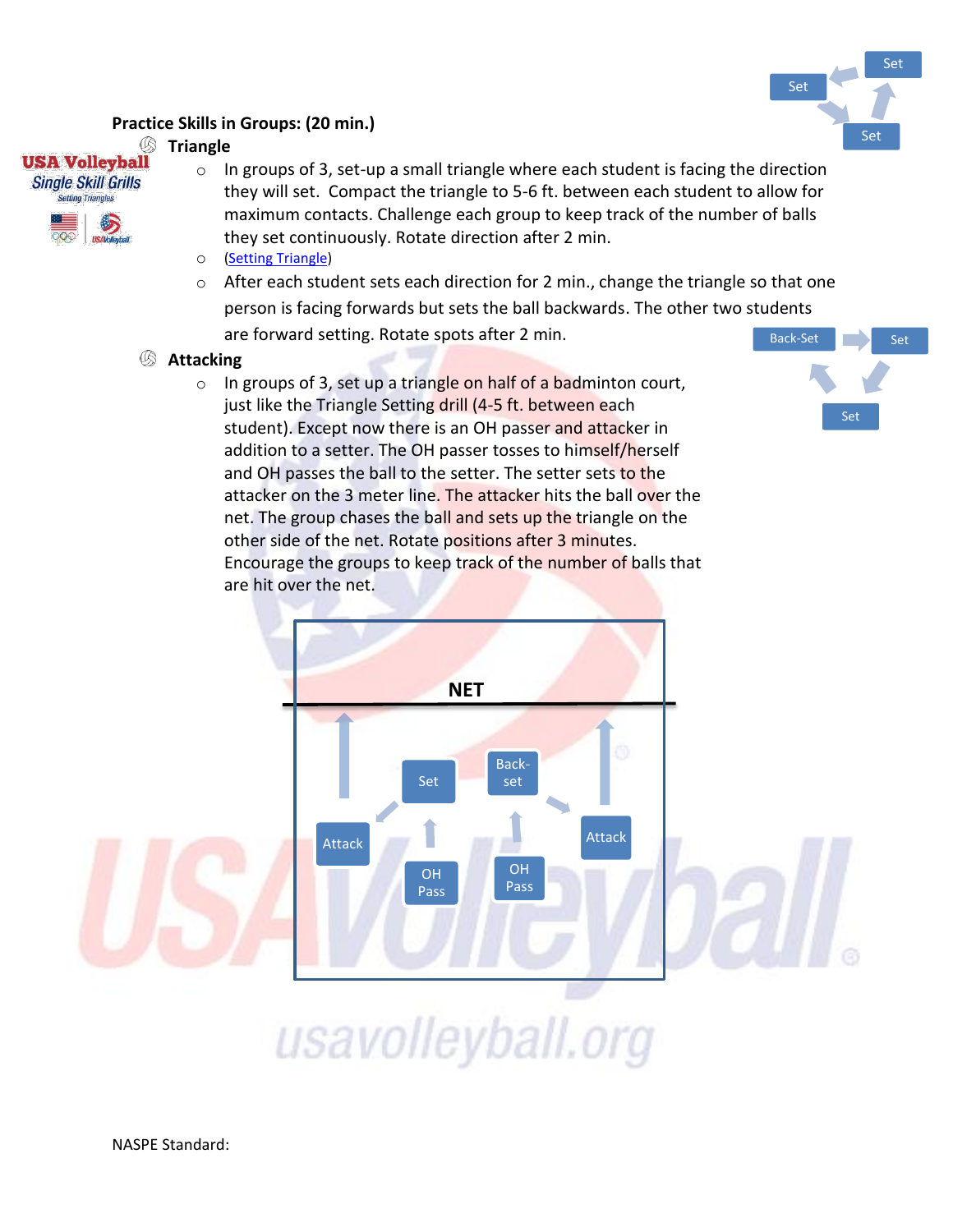**Practice Skills in Groups: (20 min.)**

**Triangle**

- In groups of 3, set-up a small triangle where each student is facing the direction they will set. Compact the triangle to 5-6 ft. between each student to allow for maximum contacts. Challenge each group to keep track of the number of balls they set continuously. Rotate direction after 2 min.
- (Setting Triangle)
- After each student sets each direction for 2 min., change the triangle so that one person is facing forwards but sets the ball backwards. The other two students are forward setting. Rotate spots after 2 min.

**Attacking**

- In groups of 3, set up a triangle on half of a badminton court, just like the Triangle Setting drill (4-5 ft. between each student). Except now there is an OH passer and attacker in addition to a setter. The OH passer tosses to himself/herself and OH passes the ball to the setter. The setter sets to the attacker on the 3 meter line. The attacker hits the ball over the net. The group chases the ball and sets up the triangle on the other side of the net. Rotate positions after 3 minutes. Encourage the groups to keep track of the number of balls that are hit over the net.

NASPE Standard: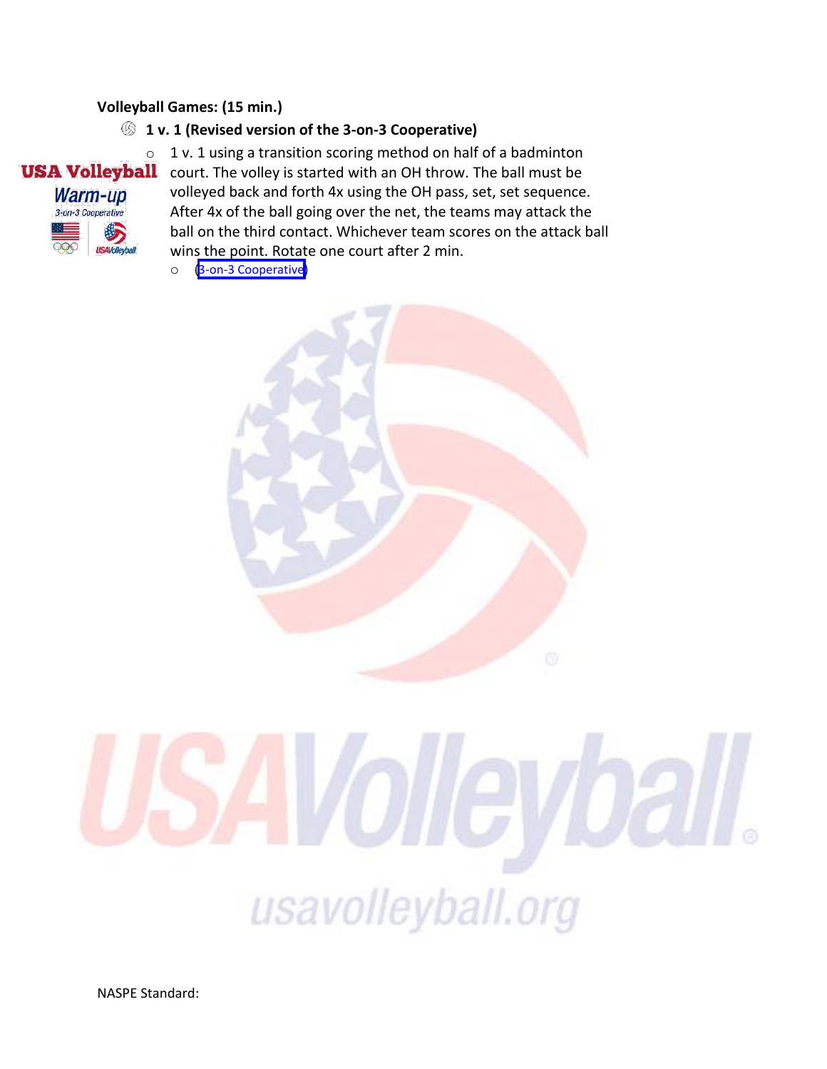**Volleyball Games: (15 min.)**

- **1 v. 1 (Revised version of the 3-on-3 Cooperative)**
  - 1 v. 1 using a transition scoring method on half of a badminton court. The volley is started with an OH throw. The ball must be volleyed back and forth 4x using the OH pass, set, set sequence. After 4x of the ball going over the net, the teams may attack the ball on the third contact. Whichever team scores on the attack ball wins the point. Rotate one court after 2 min.
  - (3-on-3 Cooperative)

NASPE Standard: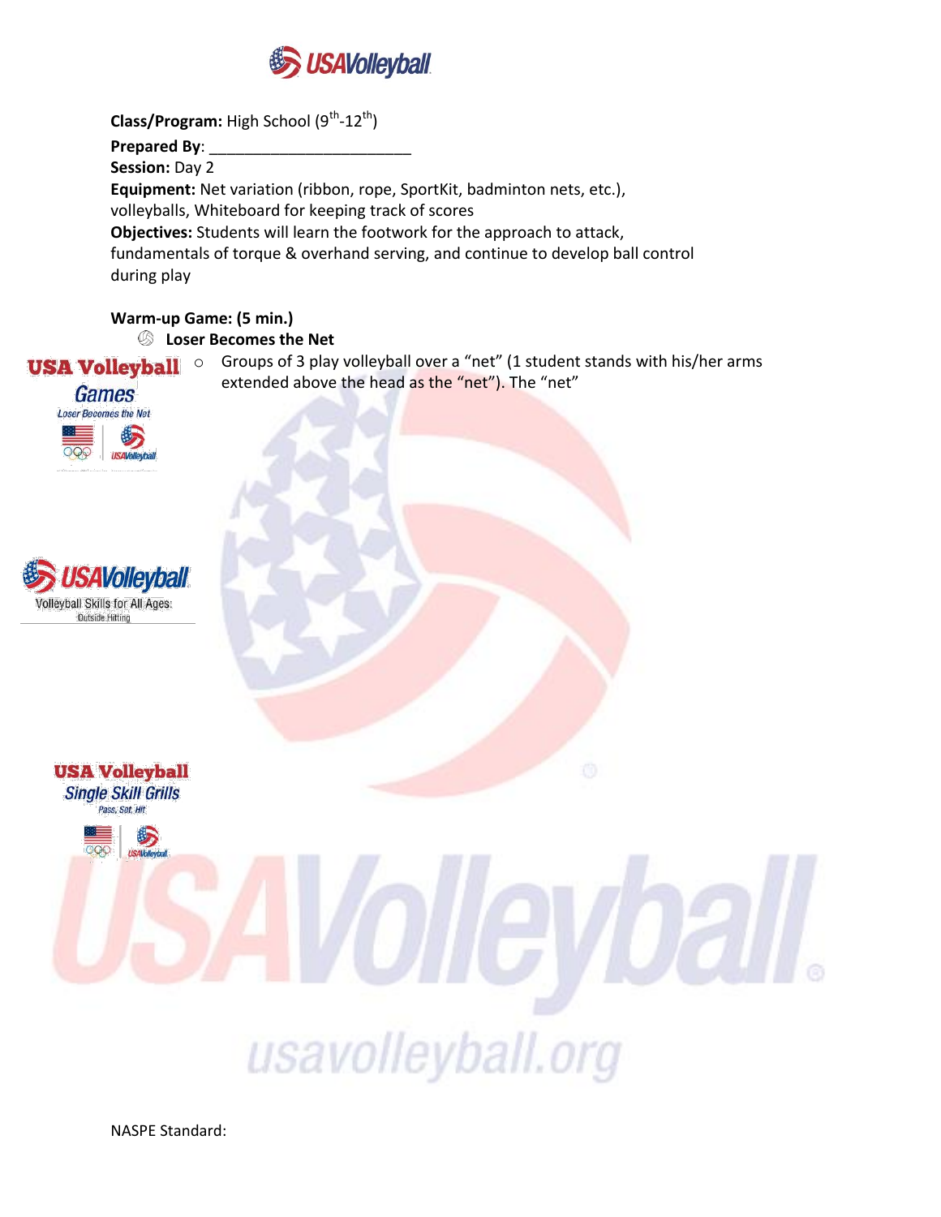**Class/Program:** High School ($9^{th}$-$12^{th}$)

**Prepared By**: _______________________

**Session:** Day 2

**Equipment:** Net variation (ribbon, rope, SportKit, badminton nets, etc.), volleyballs, Whiteboard for keeping track of scores

**Objectives:** Students will learn the footwork for the approach to attack, fundamentals of torque & overhand serving, and continue to develop ball control during play

**Warm-up Game: (5 min.)**

- **Loser Becomes the Net**
  - Groups of 3 play volleyball over a "net" (1 student stands with his/her arms extended above the head as the "net"). The "net"

USA Volleyball Games
Loser Becomes the Net

USA Volleyball
Volleyball Skills for All Ages:
Outside Hitting

USA Volleyball Single Skill Grills
Pass, Set, Hit

NASPE Standard: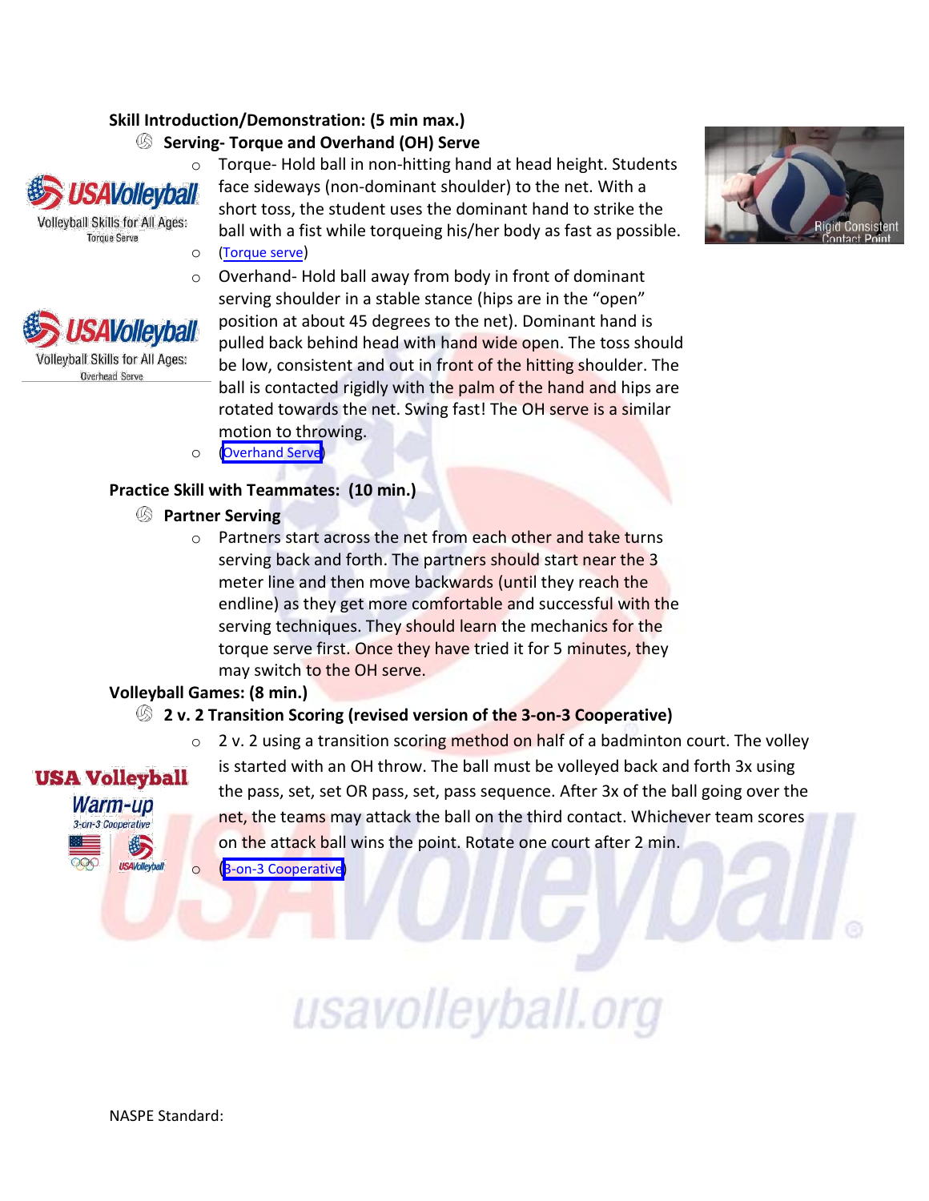**Skill Introduction/Demonstration: (5 min max.)**

- **Serving- Torque and Overhand (OH) Serve**
  - Torque- Hold ball in non-hitting hand at head height. Students face sideways (non-dominant shoulder) to the net. With a short toss, the student uses the dominant hand to strike the ball with a fist while torqueing his/her body as fast as possible.
  - (Torque serve)
  - Overhand- Hold ball away from body in front of dominant serving shoulder in a stable stance (hips are in the "open" position at about 45 degrees to the net). Dominant hand is pulled back behind head with hand wide open. The toss should be low, consistent and out in front of the hitting shoulder. The ball is contacted rigidly with the palm of the hand and hips are rotated towards the net. Swing fast! The OH serve is a similar motion to throwing.
  - (Overhand Serve)

**Practice Skill with Teammates: (10 min.)**

- **Partner Serving**
  - Partners start across the net from each other and take turns serving back and forth. The partners should start near the 3 meter line and then move backwards (until they reach the endline) as they get more comfortable and successful with the serving techniques. They should learn the mechanics for the torque serve first. Once they have tried it for 5 minutes, they may switch to the OH serve.

**Volleyball Games: (8 min.)**

- **2 v. 2 Transition Scoring (revised version of the 3-on-3 Cooperative)**
  - 2 v. 2 using a transition scoring method on half of a badminton court. The volley is started with an OH throw. The ball must be volleyed back and forth 3x using the pass, set, set OR pass, set, pass sequence. After 3x of the ball going over the net, the teams may attack the ball on the third contact. Whichever team scores on the attack ball wins the point. Rotate one court after 2 min.
  - (3-on-3 Cooperative)

NASPE Standard: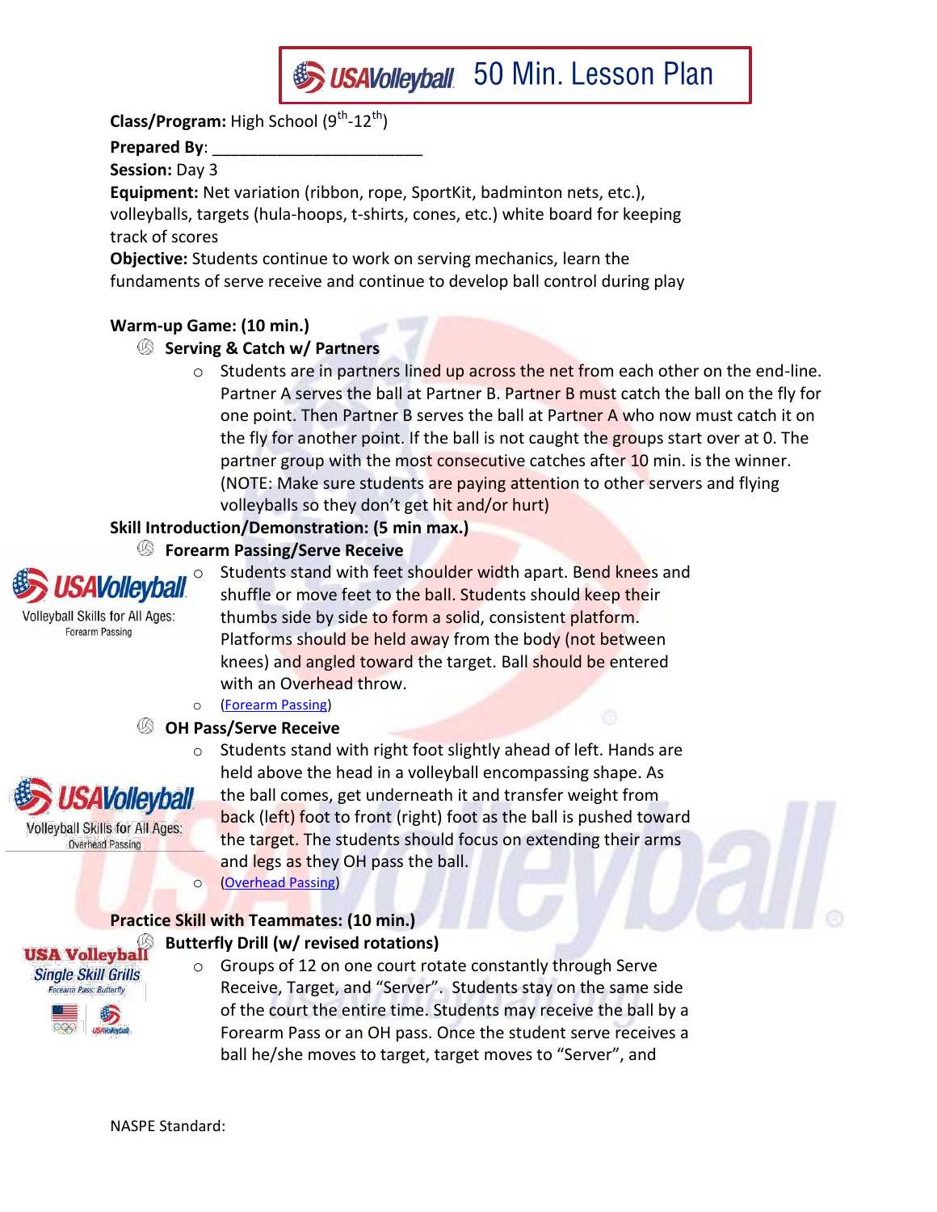# USAVolleyball 50 Min. Lesson Plan

**Class/Program:** High School (9th-12th)

**Prepared By**: _______________________

**Session:** Day 3

**Equipment:** Net variation (ribbon, rope, SportKit, badminton nets, etc.), volleyballs, targets (hula-hoops, t-shirts, cones, etc.) white board for keeping track of scores

**Objective:** Students continue to work on serving mechanics, learn the fundaments of serve receive and continue to develop ball control during play

**Warm-up Game: (10 min.)**

- **Serving & Catch w/ Partners**
  - Students are in partners lined up across the net from each other on the end-line. Partner A serves the ball at Partner B. Partner B must catch the ball on the fly for one point. Then Partner B serves the ball at Partner A who now must catch it on the fly for another point. If the ball is not caught the groups start over at 0. The partner group with the most consecutive catches after 10 min. is the winner. (NOTE: Make sure students are paying attention to other servers and flying volleyballs so they don't get hit and/or hurt)

**Skill Introduction/Demonstration: (5 min max.)**

- **Forearm Passing/Serve Receive**
  - Students stand with feet shoulder width apart. Bend knees and shuffle or move feet to the ball. Students should keep their thumbs side by side to form a solid, consistent platform. Platforms should be held away from the body (not between knees) and angled toward the target. Ball should be entered with an Overhead throw.
  - (Forearm Passing)
- **OH Pass/Serve Receive**
  - Students stand with right foot slightly ahead of left. Hands are held above the head in a volleyball encompassing shape. As the ball comes, get underneath it and transfer weight from back (left) foot to front (right) foot as the ball is pushed toward the target. The students should focus on extending their arms and legs as they OH pass the ball.
  - (Overhead Passing)

**Practice Skill with Teammates: (10 min.)**

- **Butterfly Drill (w/ revised rotations)**
  - Groups of 12 on one court rotate constantly through Serve Receive, Target, and "Server". Students stay on the same side of the court the entire time. Students may receive the ball by a Forearm Pass or an OH pass. Once the student serve receives a ball he/she moves to target, target moves to "Server", and

NASPE Standard: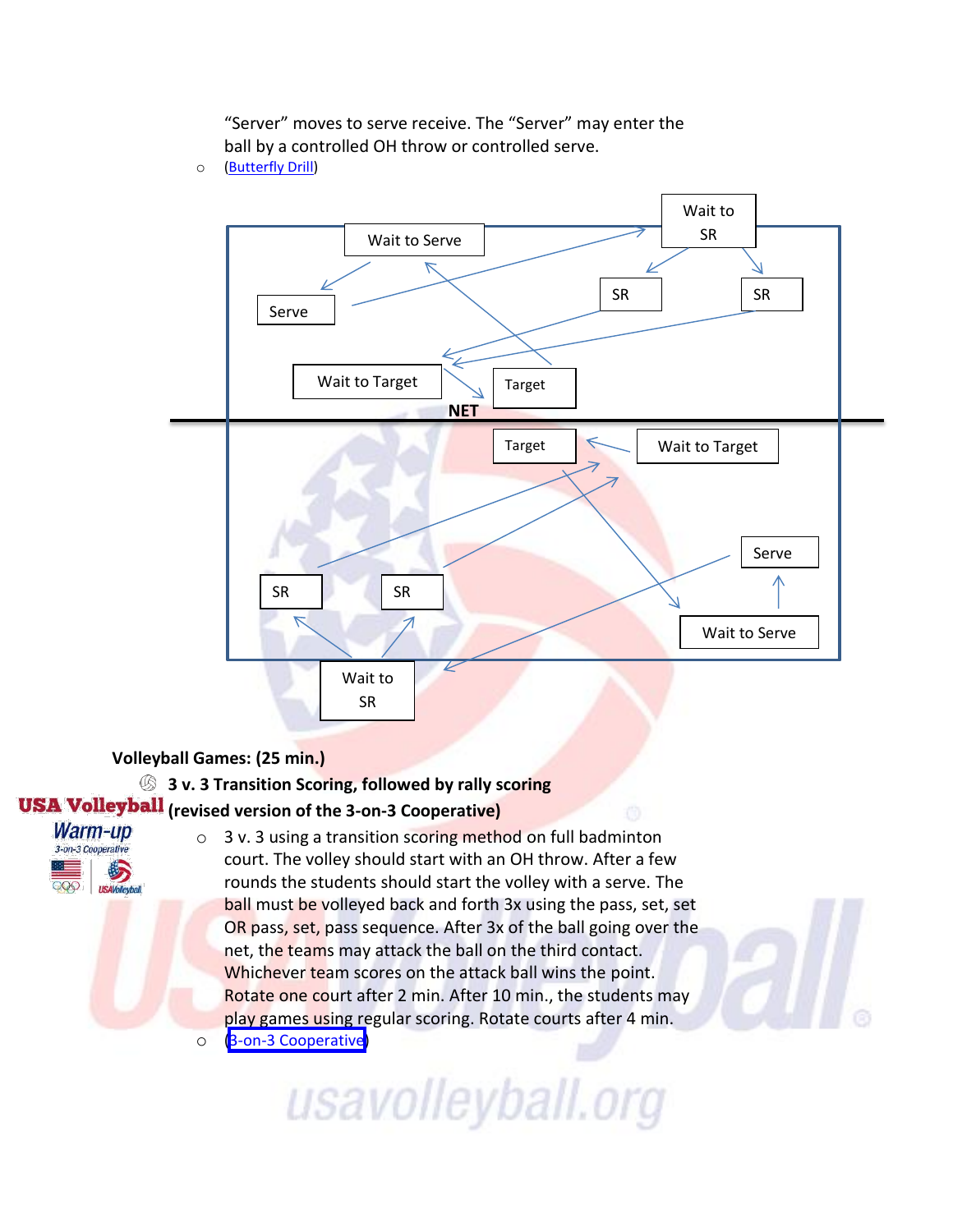"Server" moves to serve receive. The "Server" may enter the ball by a controlled OH throw or controlled serve.

- (Butterfly Drill)

Wait to Serve | Wait to SR | Serve | SR | SR | Wait to Target | Target

NET

Target | Wait to Target | Serve | SR | SR | Wait to Serve | Wait to SR

**Volleyball Games: (25 min.)**

**3 v. 3 Transition Scoring, followed by rally scoring (revised version of the 3-on-3 Cooperative)**

USA Volleyball Warm-up 3-on-3 Cooperative

- 3 v. 3 using a transition scoring method on full badminton court. The volley should start with an OH throw. After a few rounds the students should start the volley with a serve. The ball must be volleyed back and forth 3x using the pass, set, set OR pass, set, pass sequence. After 3x of the ball going over the net, the teams may attack the ball on the third contact. Whichever team scores on the attack ball wins the point. Rotate one court after 2 min. After 10 min., the students may play games using regular scoring. Rotate courts after 4 min.
- (3-on-3 Cooperative)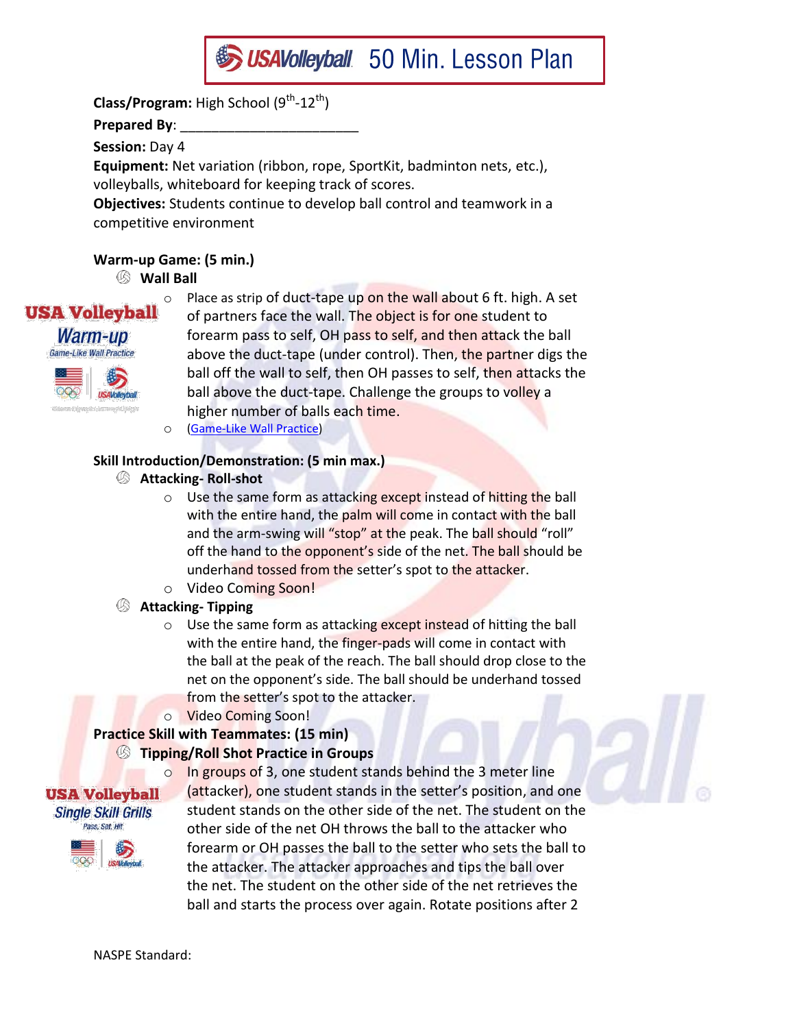# USAVolleyball 50 Min. Lesson Plan

**Class/Program:** High School (9th-12th)

**Prepared By**: ________________________

**Session:** Day 4

**Equipment:** Net variation (ribbon, rope, SportKit, badminton nets, etc.), volleyballs, whiteboard for keeping track of scores.

**Objectives:** Students continue to develop ball control and teamwork in a competitive environment

**Warm-up Game: (5 min.)**

- **Wall Ball**
  - Place as strip of duct-tape up on the wall about 6 ft. high. A set of partners face the wall. The object is for one student to forearm pass to self, OH pass to self, and then attack the ball above the duct-tape (under control). Then, the partner digs the ball off the wall to self, then OH passes to self, then attacks the ball above the duct-tape. Challenge the groups to volley a higher number of balls each time.
  - (Game-Like Wall Practice)

**Skill Introduction/Demonstration: (5 min max.)**

- **Attacking- Roll-shot**
  - Use the same form as attacking except instead of hitting the ball with the entire hand, the palm will come in contact with the ball and the arm-swing will "stop" at the peak. The ball should "roll" off the hand to the opponent's side of the net. The ball should be underhand tossed from the setter's spot to the attacker.
  - Video Coming Soon!
- **Attacking- Tipping**
  - Use the same form as attacking except instead of hitting the ball with the entire hand, the finger-pads will come in contact with the ball at the peak of the reach. The ball should drop close to the net on the opponent's side. The ball should be underhand tossed from the setter's spot to the attacker.
  - Video Coming Soon!

**Practice Skill with Teammates: (15 min)**

- **Tipping/Roll Shot Practice in Groups**
  - In groups of 3, one student stands behind the 3 meter line (attacker), one student stands in the setter's position, and one student stands on the other side of the net. The student on the other side of the net OH throws the ball to the attacker who forearm or OH passes the ball to the setter who sets the ball to the attacker. The attacker approaches and tips the ball over the net. The student on the other side of the net retrieves the ball and starts the process over again. Rotate positions after 2

NASPE Standard: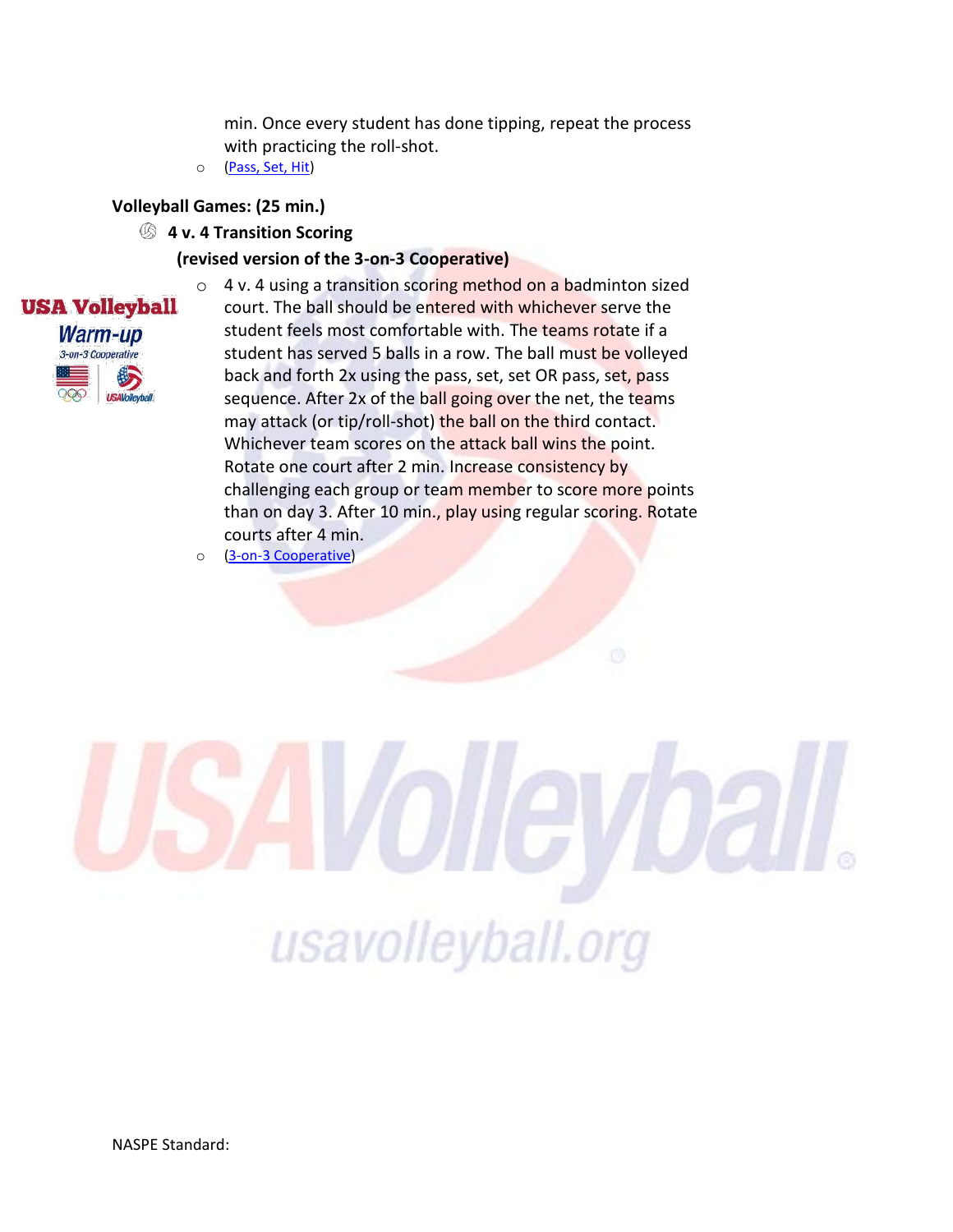min. Once every student has done tipping, repeat the process with practicing the roll-shot.

- (Pass, Set, Hit)

**Volleyball Games: (25 min.)**

- **4 v. 4 Transition Scoring**

  **(revised version of the 3-on-3 Cooperative)**

  - 4 v. 4 using a transition scoring method on a badminton sized court. The ball should be entered with whichever serve the student feels most comfortable with. The teams rotate if a student has served 5 balls in a row. The ball must be volleyed back and forth 2x using the pass, set, set OR pass, set, pass sequence. After 2x of the ball going over the net, the teams may attack (or tip/roll-shot) the ball on the third contact. Whichever team scores on the attack ball wins the point. Rotate one court after 2 min. Increase consistency by challenging each group or team member to score more points than on day 3. After 10 min., play using regular scoring. Rotate courts after 4 min.
  - (3-on-3 Cooperative)

NASPE Standard: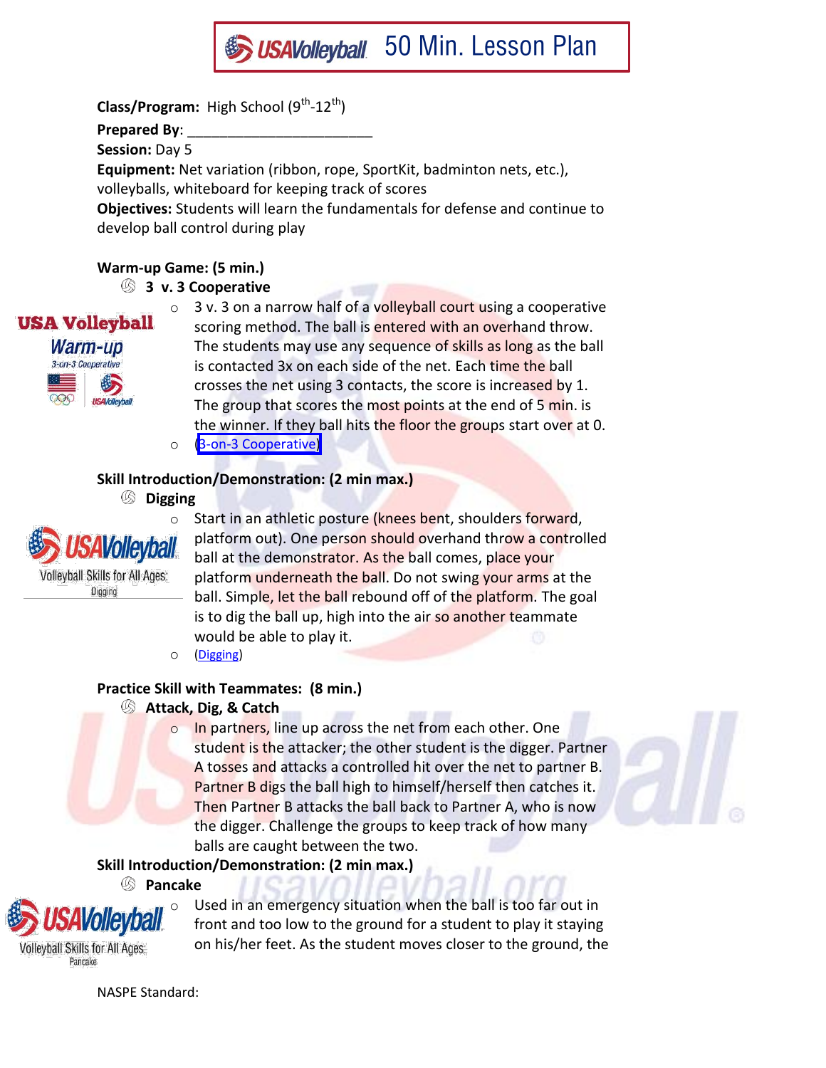# USAVolleyball 50 Min. Lesson Plan

**Class/Program:** High School (9th-12th)

**Prepared By**: ________________________

**Session:** Day 5

**Equipment:** Net variation (ribbon, rope, SportKit, badminton nets, etc.), volleyballs, whiteboard for keeping track of scores

**Objectives:** Students will learn the fundamentals for defense and continue to develop ball control during play

**Warm-up Game: (5 min.)**

- **3 v. 3 Cooperative**
  - 3 v. 3 on a narrow half of a volleyball court using a cooperative scoring method. The ball is entered with an overhand throw. The students may use any sequence of skills as long as the ball is contacted 3x on each side of the net. Each time the ball crosses the net using 3 contacts, the score is increased by 1. The group that scores the most points at the end of 5 min. is the winner. If they ball hits the floor the groups start over at 0.
  - (3-on-3 Cooperative)

USA Volleyball Warm-up 3-on-3 Cooperative

**Skill Introduction/Demonstration: (2 min max.)**

- **Digging**
  - Start in an athletic posture (knees bent, shoulders forward, platform out). One person should overhand throw a controlled ball at the demonstrator. As the ball comes, place your platform underneath the ball. Do not swing your arms at the ball. Simple, let the ball rebound off of the platform. The goal is to dig the ball up, high into the air so another teammate would be able to play it.
  - (Digging)

USAVolleyball Volleyball Skills for All Ages: Digging

**Practice Skill with Teammates: (8 min.)**

- **Attack, Dig, & Catch**
  - In partners, line up across the net from each other. One student is the attacker; the other student is the digger. Partner A tosses and attacks a controlled hit over the net to partner B. Partner B digs the ball high to himself/herself then catches it. Then Partner B attacks the ball back to Partner A, who is now the digger. Challenge the groups to keep track of how many balls are caught between the two.

**Skill Introduction/Demonstration: (2 min max.)**

- **Pancake**
  - Used in an emergency situation when the ball is too far out in front and too low to the ground for a student to play it staying on his/her feet. As the student moves closer to the ground, the

USAVolleyball Volleyball Skills for All Ages: Pancake

NASPE Standard: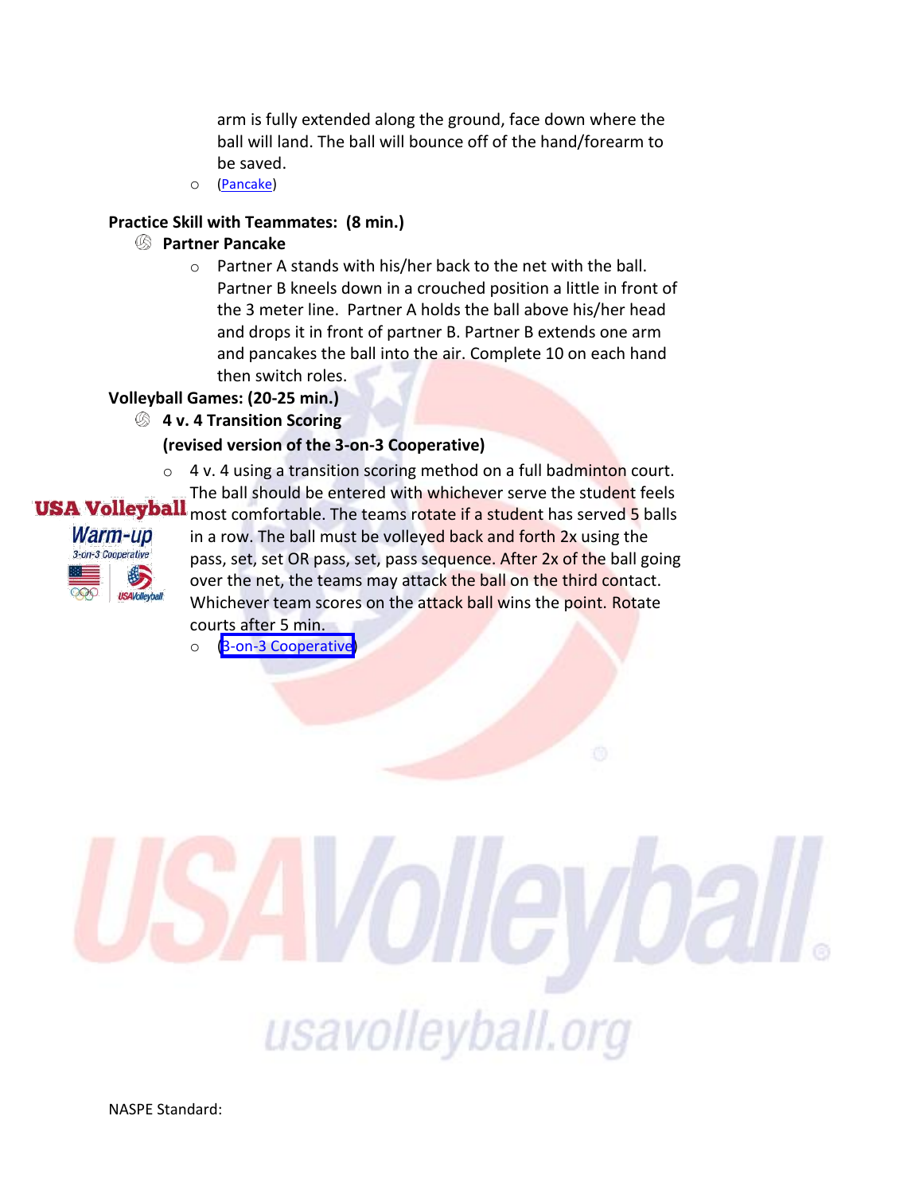arm is fully extended along the ground, face down where the ball will land. The ball will bounce off of the hand/forearm to be saved.

- (Pancake)

**Practice Skill with Teammates: (8 min.)**

- **Partner Pancake**
  - Partner A stands with his/her back to the net with the ball. Partner B kneels down in a crouched position a little in front of the 3 meter line. Partner A holds the ball above his/her head and drops it in front of partner B. Partner B extends one arm and pancakes the ball into the air. Complete 10 on each hand then switch roles.

**Volleyball Games: (20-25 min.)**

- **4 v. 4 Transition Scoring**
  **(revised version of the 3-on-3 Cooperative)**
  - 4 v. 4 using a transition scoring method on a full badminton court. The ball should be entered with whichever serve the student feels most comfortable. The teams rotate if a student has served 5 balls in a row. The ball must be volleyed back and forth 2x using the pass, set, set OR pass, set, pass sequence. After 2x of the ball going over the net, the teams may attack the ball on the third contact. Whichever team scores on the attack ball wins the point. Rotate courts after 5 min.
  - (3-on-3 Cooperative)

NASPE Standard: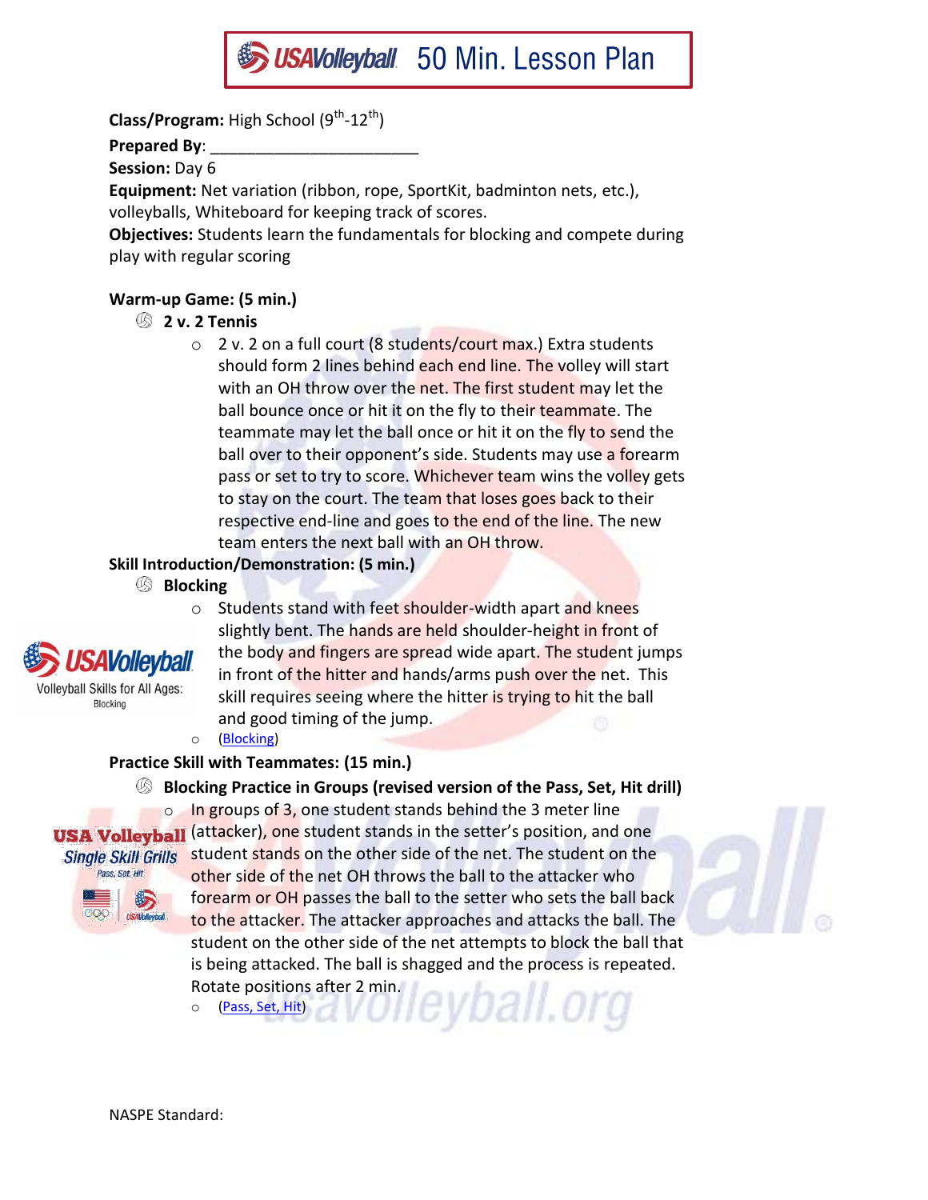# USAVolleyball 50 Min. Lesson Plan

**Class/Program:** High School ($9^{th}$-$12^{th}$)

**Prepared By**: _______________________

**Session:** Day 6

**Equipment:** Net variation (ribbon, rope, SportKit, badminton nets, etc.), volleyballs, Whiteboard for keeping track of scores.

**Objectives:** Students learn the fundamentals for blocking and compete during play with regular scoring

**Warm-up Game: (5 min.)**

- **2 v. 2 Tennis**
  - 2 v. 2 on a full court (8 students/court max.) Extra students should form 2 lines behind each end line. The volley will start with an OH throw over the net. The first student may let the ball bounce once or hit it on the fly to their teammate. The teammate may let the ball once or hit it on the fly to send the ball over to their opponent's side. Students may use a forearm pass or set to try to score. Whichever team wins the volley gets to stay on the court. The team that loses goes back to their respective end-line and goes to the end of the line. The new team enters the next ball with an OH throw.

**Skill Introduction/Demonstration: (5 min.)**

- **Blocking**
  - Students stand with feet shoulder-width apart and knees slightly bent. The hands are held shoulder-height in front of the body and fingers are spread wide apart. The student jumps in front of the hitter and hands/arms push over the net. This skill requires seeing where the hitter is trying to hit the ball and good timing of the jump.
  - (Blocking)

USAVolleyball Volleyball Skills for All Ages: Blocking

**Practice Skill with Teammates: (15 min.)**

- **Blocking Practice in Groups (revised version of the Pass, Set, Hit drill)**
  - In groups of 3, one student stands behind the 3 meter line (attacker), one student stands in the setter's position, and one student stands on the other side of the net. The student on the other side of the net OH throws the ball to the attacker who forearm or OH passes the ball to the setter who sets the ball back to the attacker. The attacker approaches and attacks the ball. The student on the other side of the net attempts to block the ball that is being attacked. The ball is shagged and the process is repeated. Rotate positions after 2 min.
  - (Pass, Set, Hit)

USA Volleyball Single Skill Grills Pass, Set, Hit

NASPE Standard: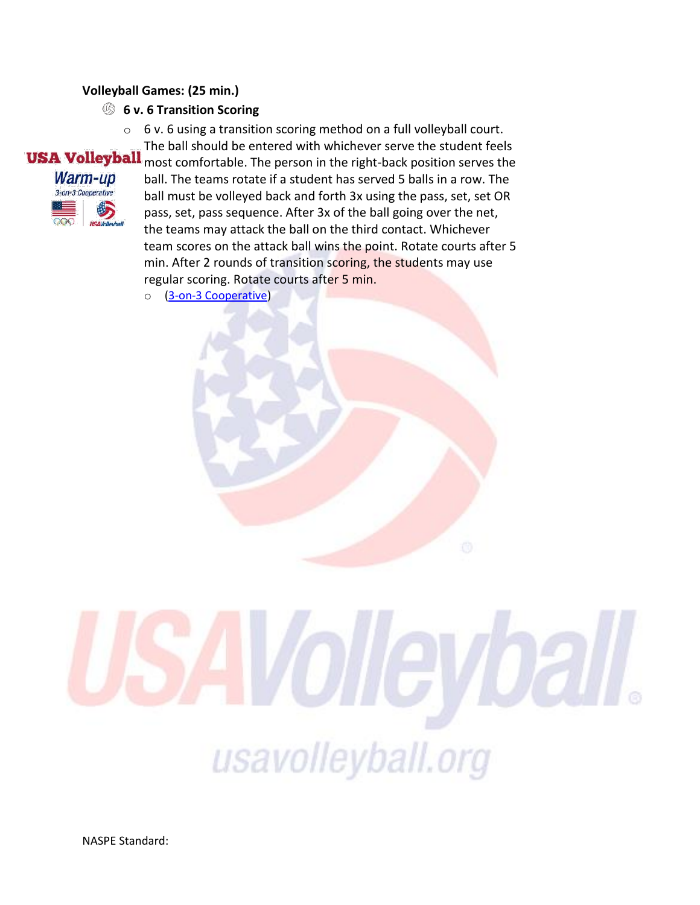**Volleyball Games: (25 min.)**

- **6 v. 6 Transition Scoring**
  - 6 v. 6 using a transition scoring method on a full volleyball court. The ball should be entered with whichever serve the student feels most comfortable. The person in the right-back position serves the ball. The teams rotate if a student has served 5 balls in a row. The ball must be volleyed back and forth 3x using the pass, set, set OR pass, set, pass sequence. After 3x of the ball going over the net, the teams may attack the ball on the third contact. Whichever team scores on the attack ball wins the point. Rotate courts after 5 min. After 2 rounds of transition scoring, the students may use regular scoring. Rotate courts after 5 min.
  - (3-on-3 Cooperative)

NASPE Standard: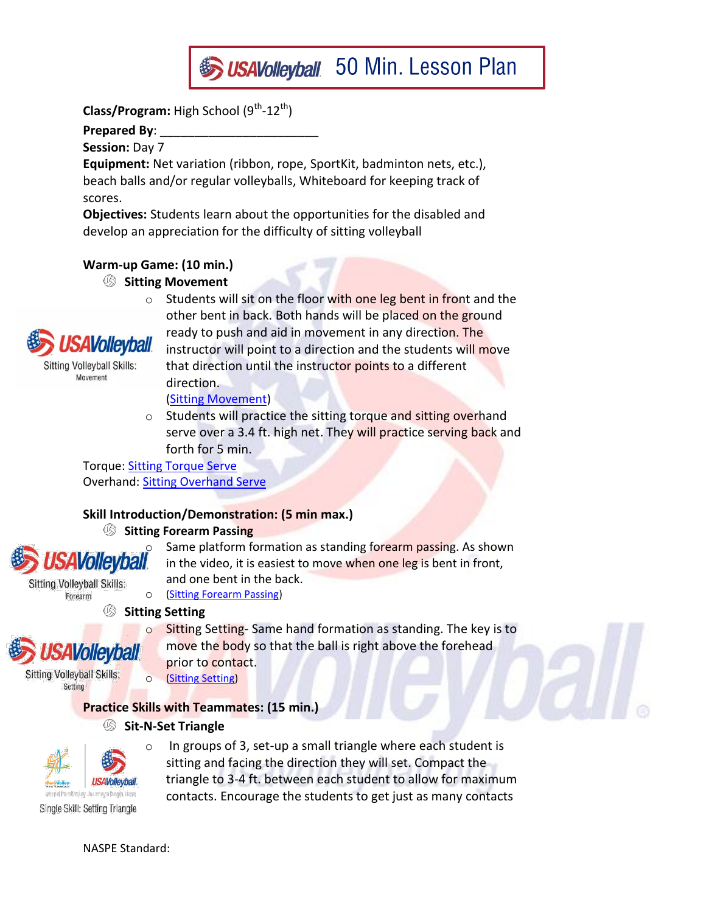# USAVolleyball 50 Min. Lesson Plan

**Class/Program:** High School (9th-12th)

**Prepared By**: ______________________

**Session:** Day 7

**Equipment:** Net variation (ribbon, rope, SportKit, badminton nets, etc.), beach balls and/or regular volleyballs, Whiteboard for keeping track of scores.

**Objectives:** Students learn about the opportunities for the disabled and develop an appreciation for the difficulty of sitting volleyball

**Warm-up Game: (10 min.)**

- **Sitting Movement**
  - Students will sit on the floor with one leg bent in front and the other bent in back. Both hands will be placed on the ground ready to push and aid in movement in any direction. The instructor will point to a direction and the students will move that direction until the instructor points to a different direction. (Sitting Movement)
  - Students will practice the sitting torque and sitting overhand serve over a 3.4 ft. high net. They will practice serving back and forth for 5 min.

USAVolleyball Sitting Volleyball Skills: Movement

Torque: Sitting Torque Serve

Overhand: Sitting Overhand Serve

**Skill Introduction/Demonstration: (5 min max.)**

- **Sitting Forearm Passing**
  - Same platform formation as standing forearm passing. As shown in the video, it is easiest to move when one leg is bent in front, and one bent in the back.
  - (Sitting Forearm Passing)

USAVolleyball Sitting Volleyball Skills: Forearm

- **Sitting Setting**
  - Sitting Setting- Same hand formation as standing. The key is to move the body so that the ball is right above the forehead prior to contact.
  - (Sitting Setting)

USAVolleyball Sitting Volleyball Skills: Setting

**Practice Skills with Teammates: (15 min.)**

- **Sit-N-Set Triangle**
  - In groups of 3, set-up a small triangle where each student is sitting and facing the direction they will set. Compact the triangle to 3-4 ft. between each student to allow for maximum contacts. Encourage the students to get just as many contacts

Single Skill: Setting Triangle

NASPE Standard: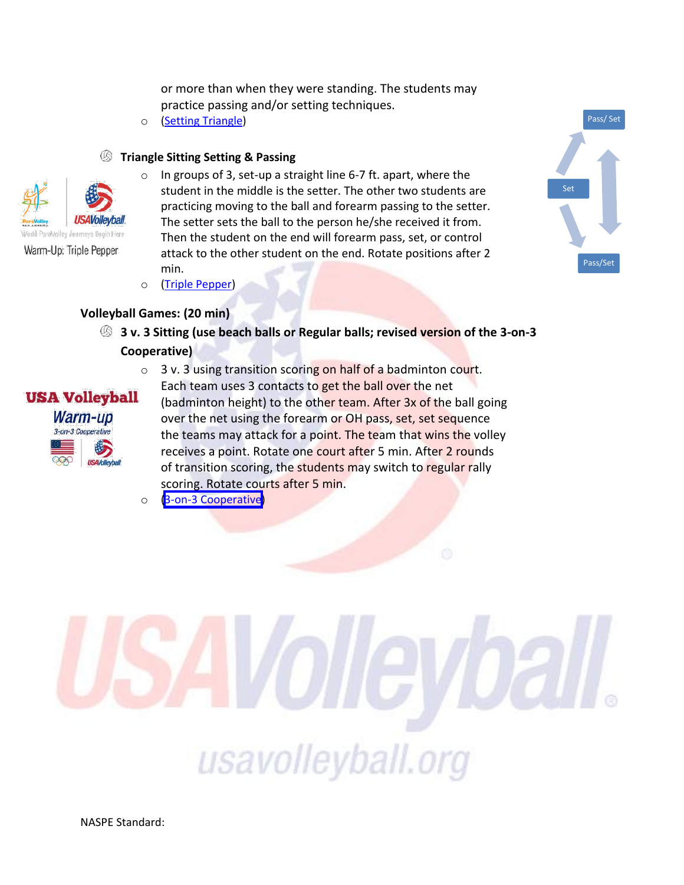or more than when they were standing. The students may practice passing and/or setting techniques.

- (Setting Triangle)

**Triangle Sitting Setting & Passing**

- In groups of 3, set-up a straight line 6-7 ft. apart, where the student in the middle is the setter. The other two students are practicing moving to the ball and forearm passing to the setter. The setter sets the ball to the person he/she received it from. Then the student on the end will forearm pass, set, or control attack to the other student on the end. Rotate positions after 2 min.
- (Triple Pepper)

Warm-Up: Triple Pepper

Pass/ Set

Set

Pass/Set

**Volleyball Games: (20 min)**

**3 v. 3 Sitting (use beach balls or Regular balls; revised version of the 3-on-3 Cooperative)**

- 3 v. 3 using transition scoring on half of a badminton court. Each team uses 3 contacts to get the ball over the net (badminton height) to the other team. After 3x of the ball going over the net using the forearm or OH pass, set, set sequence the teams may attack for a point. The team that wins the volley receives a point. Rotate one court after 5 min. After 2 rounds of transition scoring, the students may switch to regular rally scoring. Rotate courts after 5 min.
- (3-on-3 Cooperative)

USA Volleyball Warm-up 3-on-3 Cooperative

NASPE Standard: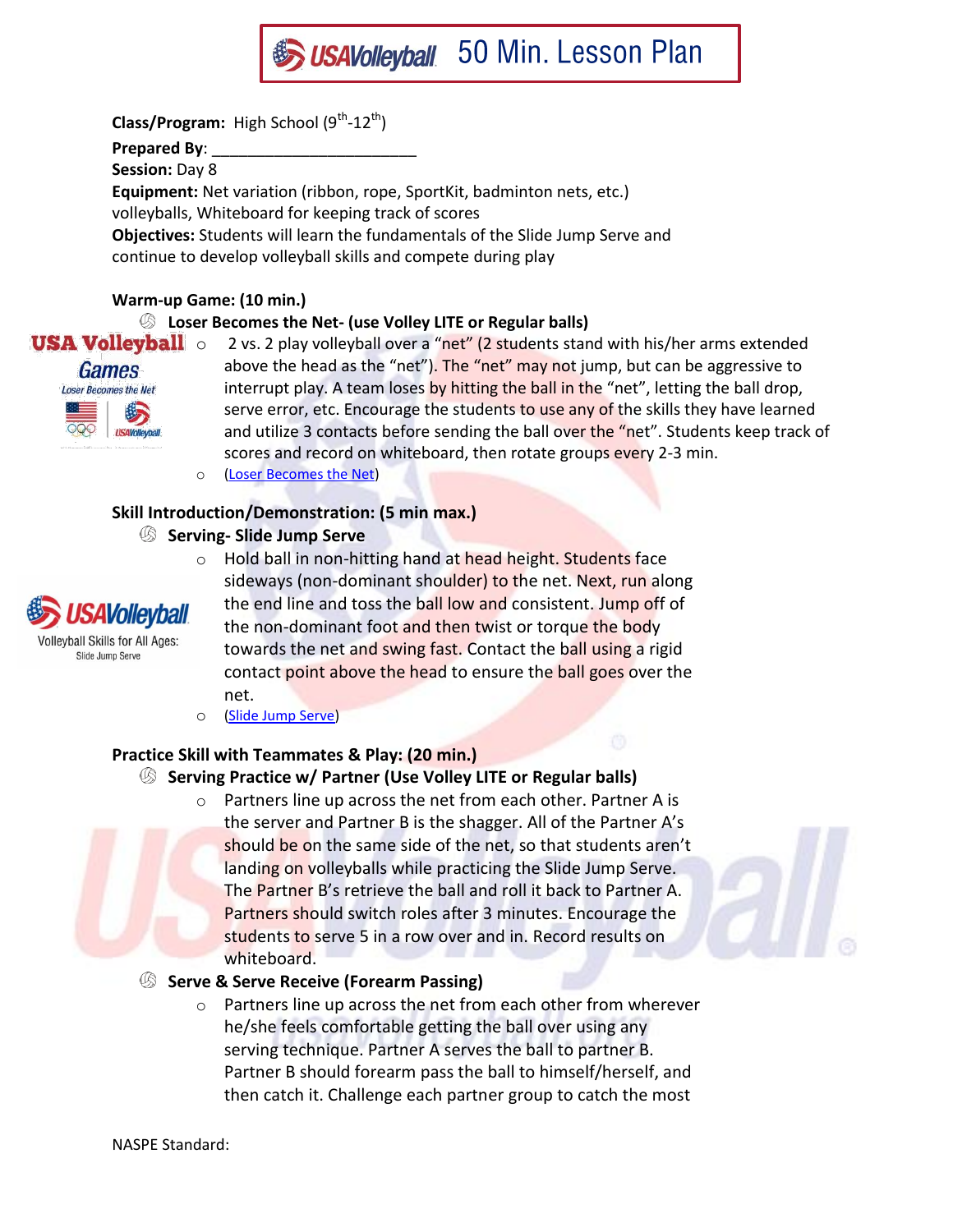# USAVolleyball 50 Min. Lesson Plan

**Class/Program:** High School (9th-12th)

**Prepared By**: ________________________

**Session:** Day 8

**Equipment:** Net variation (ribbon, rope, SportKit, badminton nets, etc.) volleyballs, Whiteboard for keeping track of scores

**Objectives:** Students will learn the fundamentals of the Slide Jump Serve and continue to develop volleyball skills and compete during play

**Warm-up Game: (10 min.)**

- **Loser Becomes the Net- (use Volley LITE or Regular balls)**
  - 2 vs. 2 play volleyball over a "net" (2 students stand with his/her arms extended above the head as the "net"). The "net" may not jump, but can be aggressive to interrupt play. A team loses by hitting the ball in the "net", letting the ball drop, serve error, etc. Encourage the students to use any of the skills they have learned and utilize 3 contacts before sending the ball over the "net". Students keep track of scores and record on whiteboard, then rotate groups every 2-3 min.
  - (Loser Becomes the Net)

**Skill Introduction/Demonstration: (5 min max.)**

- **Serving- Slide Jump Serve**
  - Hold ball in non-hitting hand at head height. Students face sideways (non-dominant shoulder) to the net. Next, run along the end line and toss the ball low and consistent. Jump off of the non-dominant foot and then twist or torque the body towards the net and swing fast. Contact the ball using a rigid contact point above the head to ensure the ball goes over the net.
  - (Slide Jump Serve)

**Practice Skill with Teammates & Play: (20 min.)**

- **Serving Practice w/ Partner (Use Volley LITE or Regular balls)**
  - Partners line up across the net from each other. Partner A is the server and Partner B is the shagger. All of the Partner A's should be on the same side of the net, so that students aren't landing on volleyballs while practicing the Slide Jump Serve. The Partner B's retrieve the ball and roll it back to Partner A. Partners should switch roles after 3 minutes. Encourage the students to serve 5 in a row over and in. Record results on whiteboard.
- **Serve & Serve Receive (Forearm Passing)**
  - Partners line up across the net from each other from wherever he/she feels comfortable getting the ball over using any serving technique. Partner A serves the ball to partner B. Partner B should forearm pass the ball to himself/herself, and then catch it. Challenge each partner group to catch the most

NASPE Standard: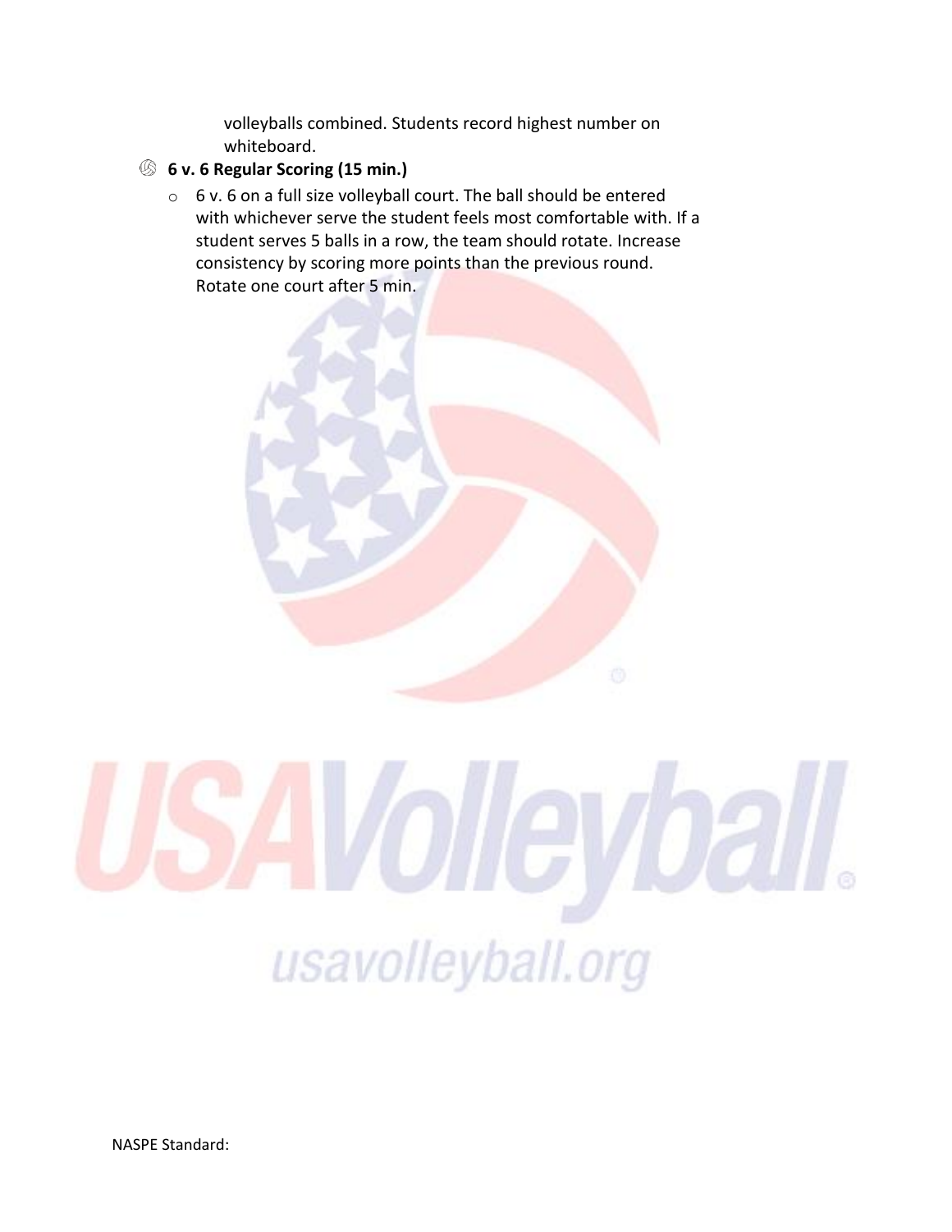volleyballs combined. Students record highest number on whiteboard.

- **6 v. 6 Regular Scoring (15 min.)**
  - 6 v. 6 on a full size volleyball court. The ball should be entered with whichever serve the student feels most comfortable with. If a student serves 5 balls in a row, the team should rotate. Increase consistency by scoring more points than the previous round. Rotate one court after 5 min.

NASPE Standard: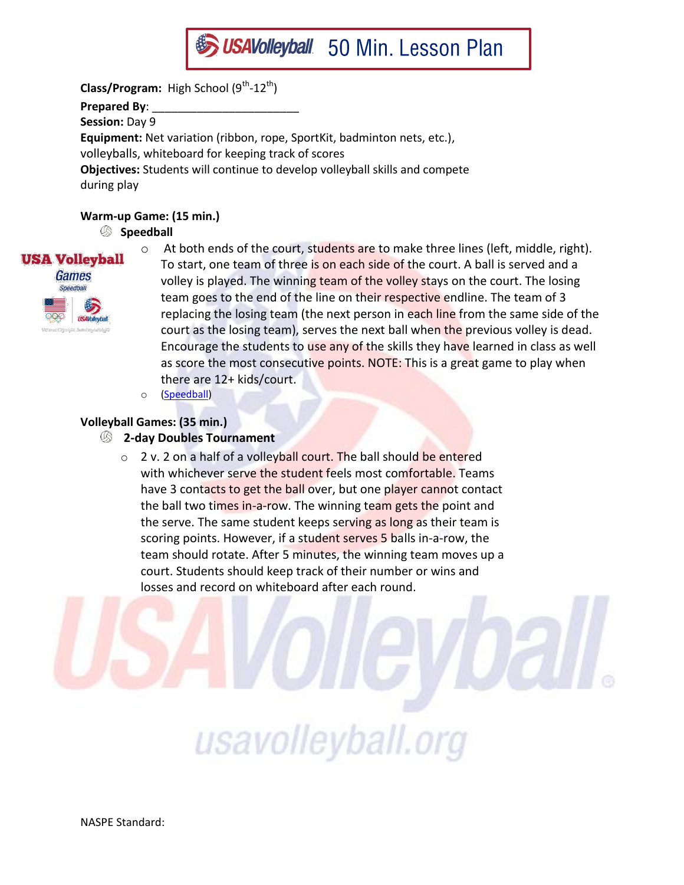# USAVolleyball 50 Min. Lesson Plan

**Class/Program:** High School ($9^{th}$-$12^{th}$)

**Prepared By**: ______________________

**Session:** Day 9

**Equipment:** Net variation (ribbon, rope, SportKit, badminton nets, etc.), volleyballs, whiteboard for keeping track of scores

**Objectives:** Students will continue to develop volleyball skills and compete during play

**Warm-up Game: (15 min.)**

- **Speedball**
  - At both ends of the court, students are to make three lines (left, middle, right). To start, one team of three is on each side of the court. A ball is served and a volley is played. The winning team of the volley stays on the court. The losing team goes to the end of the line on their respective endline. The team of 3 replacing the losing team (the next person in each line from the same side of the court as the losing team), serves the next ball when the previous volley is dead. Encourage the students to use any of the skills they have learned in class as well as score the most consecutive points. NOTE: This is a great game to play when there are 12+ kids/court.
  - (Speedball)

**Volleyball Games: (35 min.)**

- **2-day Doubles Tournament**
  - 2 v. 2 on a half of a volleyball court. The ball should be entered with whichever serve the student feels most comfortable. Teams have 3 contacts to get the ball over, but one player cannot contact the ball two times in-a-row. The winning team gets the point and the serve. The same student keeps serving as long as their team is scoring points. However, if a student serves 5 balls in-a-row, the team should rotate. After 5 minutes, the winning team moves up a court. Students should keep track of their number or wins and losses and record on whiteboard after each round.

NASPE Standard: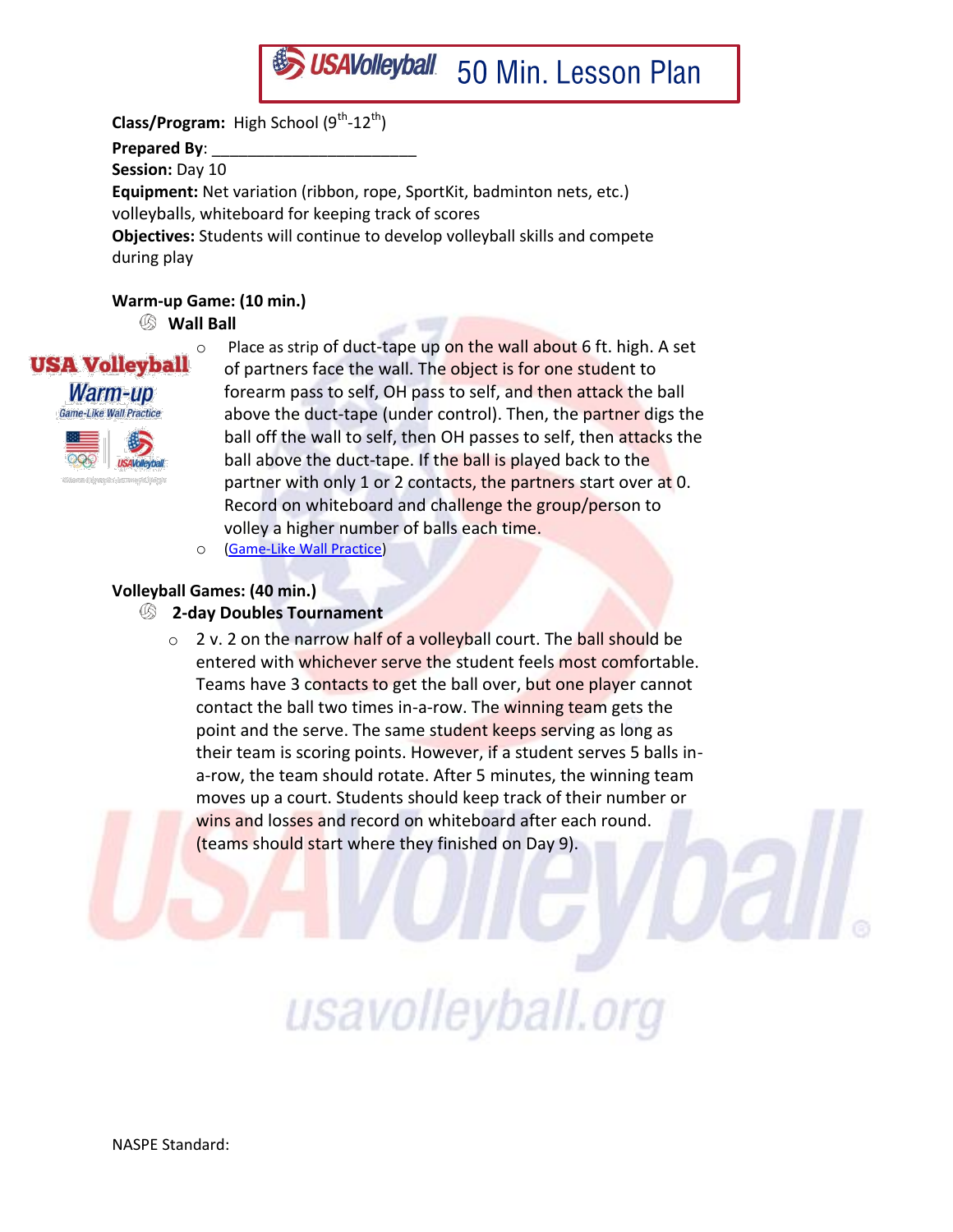# USAVolleyball 50 Min. Lesson Plan

**Class/Program:** High School (9th-12th)

**Prepared By**: ________________________

**Session:** Day 10

**Equipment:** Net variation (ribbon, rope, SportKit, badminton nets, etc.) volleyballs, whiteboard for keeping track of scores

**Objectives:** Students will continue to develop volleyball skills and compete during play

**Warm-up Game: (10 min.)**

- **Wall Ball**
  - Place as strip of duct-tape up on the wall about 6 ft. high. A set of partners face the wall. The object is for one student to forearm pass to self, OH pass to self, and then attack the ball above the duct-tape (under control). Then, the partner digs the ball off the wall to self, then OH passes to self, then attacks the ball above the duct-tape. If the ball is played back to the partner with only 1 or 2 contacts, the partners start over at 0. Record on whiteboard and challenge the group/person to volley a higher number of balls each time.
  - (Game-Like Wall Practice)

**Volleyball Games: (40 min.)**

- **2-day Doubles Tournament**
  - 2 v. 2 on the narrow half of a volleyball court. The ball should be entered with whichever serve the student feels most comfortable. Teams have 3 contacts to get the ball over, but one player cannot contact the ball two times in-a-row. The winning team gets the point and the serve. The same student keeps serving as long as their team is scoring points. However, if a student serves 5 balls in-a-row, the team should rotate. After 5 minutes, the winning team moves up a court. Students should keep track of their number or wins and losses and record on whiteboard after each round. (teams should start where they finished on Day 9).

NASPE Standard: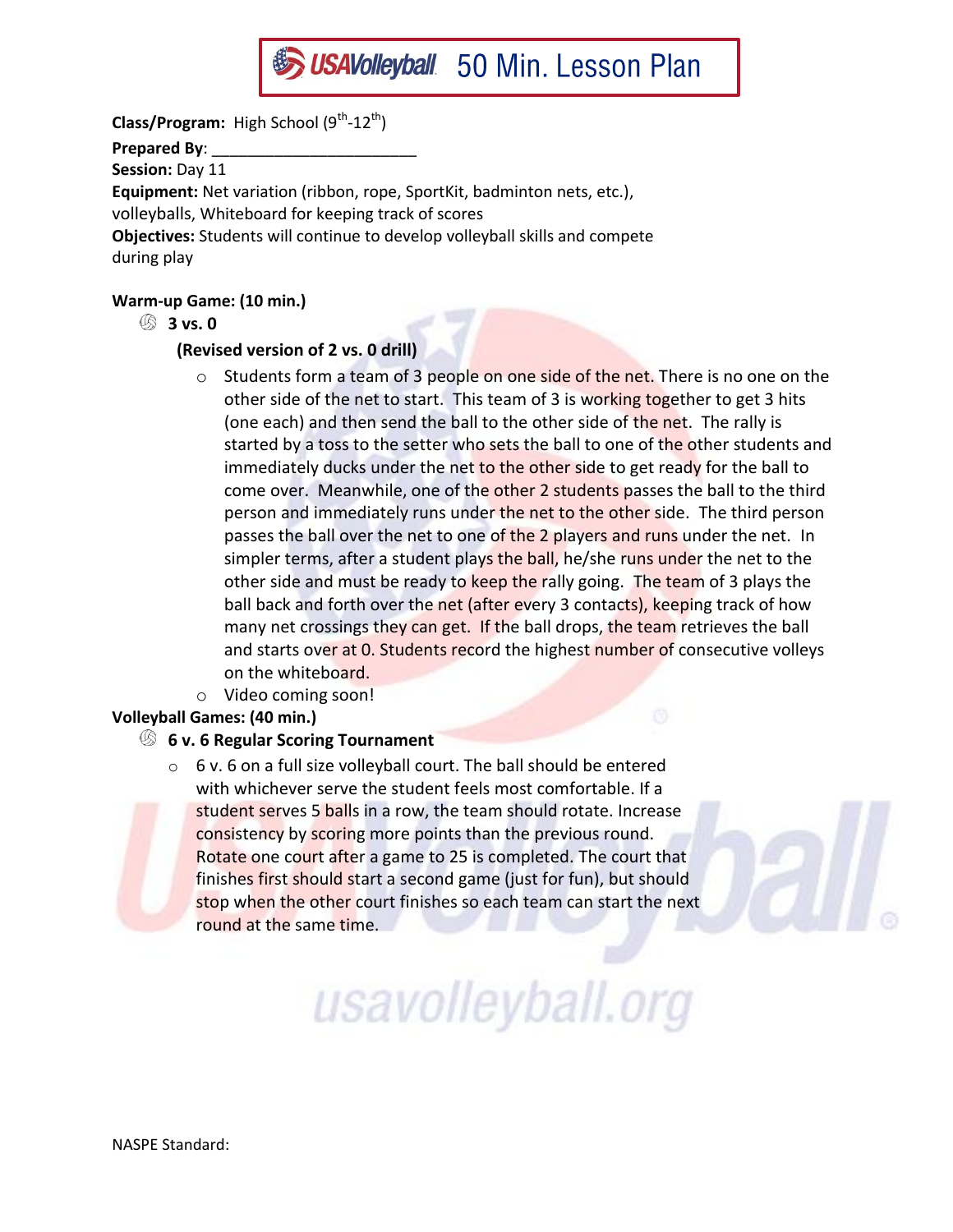# USAVolleyball 50 Min. Lesson Plan

**Class/Program:** High School (9th-12th)

**Prepared By**: _______________________

**Session:** Day 11

**Equipment:** Net variation (ribbon, rope, SportKit, badminton nets, etc.), volleyballs, Whiteboard for keeping track of scores

**Objectives:** Students will continue to develop volleyball skills and compete during play

**Warm-up Game: (10 min.)**

- **3 vs. 0**

  **(Revised version of 2 vs. 0 drill)**

  - Students form a team of 3 people on one side of the net. There is no one on the other side of the net to start. This team of 3 is working together to get 3 hits (one each) and then send the ball to the other side of the net. The rally is started by a toss to the setter who sets the ball to one of the other students and immediately ducks under the net to the other side to get ready for the ball to come over. Meanwhile, one of the other 2 students passes the ball to the third person and immediately runs under the net to the other side. The third person passes the ball over the net to one of the 2 players and runs under the net. In simpler terms, after a student plays the ball, he/she runs under the net to the other side and must be ready to keep the rally going. The team of 3 plays the ball back and forth over the net (after every 3 contacts), keeping track of how many net crossings they can get. If the ball drops, the team retrieves the ball and starts over at 0. Students record the highest number of consecutive volleys on the whiteboard.
  - Video coming soon!

**Volleyball Games: (40 min.)**

- **6 v. 6 Regular Scoring Tournament**
  - 6 v. 6 on a full size volleyball court. The ball should be entered with whichever serve the student feels most comfortable. If a student serves 5 balls in a row, the team should rotate. Increase consistency by scoring more points than the previous round. Rotate one court after a game to 25 is completed. The court that finishes first should start a second game (just for fun), but should stop when the other court finishes so each team can start the next round at the same time.

NASPE Standard: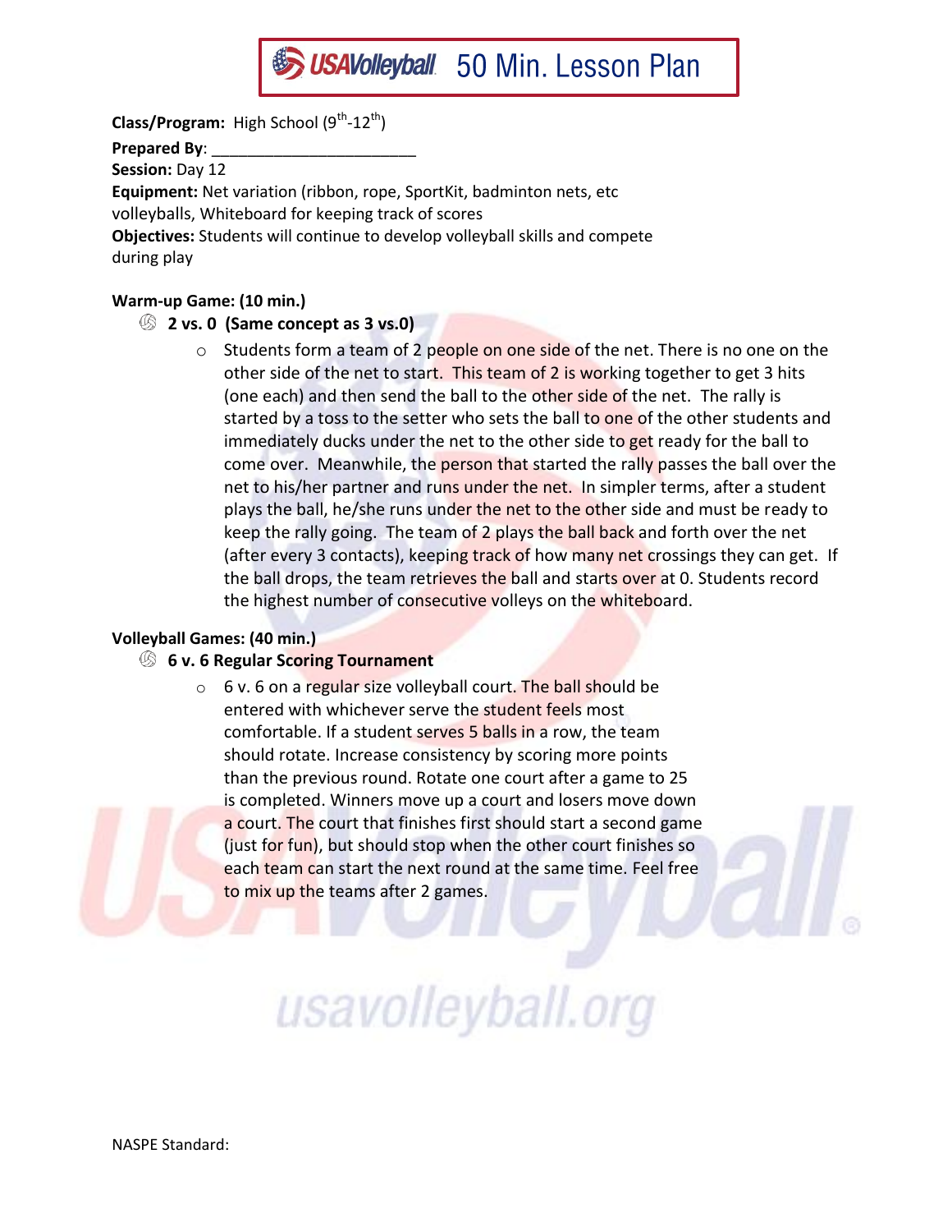# USAVolleyball 50 Min. Lesson Plan

**Class/Program:** High School (9th-12th)

**Prepared By**: ______________________

**Session:** Day 12

**Equipment:** Net variation (ribbon, rope, SportKit, badminton nets, etc volleyballs, Whiteboard for keeping track of scores

**Objectives:** Students will continue to develop volleyball skills and compete during play

**Warm-up Game: (10 min.)**

- **2 vs. 0 (Same concept as 3 vs.0)**
  - Students form a team of 2 people on one side of the net. There is no one on the other side of the net to start. This team of 2 is working together to get 3 hits (one each) and then send the ball to the other side of the net. The rally is started by a toss to the setter who sets the ball to one of the other students and immediately ducks under the net to the other side to get ready for the ball to come over. Meanwhile, the person that started the rally passes the ball over the net to his/her partner and runs under the net. In simpler terms, after a student plays the ball, he/she runs under the net to the other side and must be ready to keep the rally going. The team of 2 plays the ball back and forth over the net (after every 3 contacts), keeping track of how many net crossings they can get. If the ball drops, the team retrieves the ball and starts over at 0. Students record the highest number of consecutive volleys on the whiteboard.

**Volleyball Games: (40 min.)**

- **6 v. 6 Regular Scoring Tournament**
  - 6 v. 6 on a regular size volleyball court. The ball should be entered with whichever serve the student feels most comfortable. If a student serves 5 balls in a row, the team should rotate. Increase consistency by scoring more points than the previous round. Rotate one court after a game to 25 is completed. Winners move up a court and losers move down a court. The court that finishes first should start a second game (just for fun), but should stop when the other court finishes so each team can start the next round at the same time. Feel free to mix up the teams after 2 games.

usavolleyball.org

NASPE Standard: